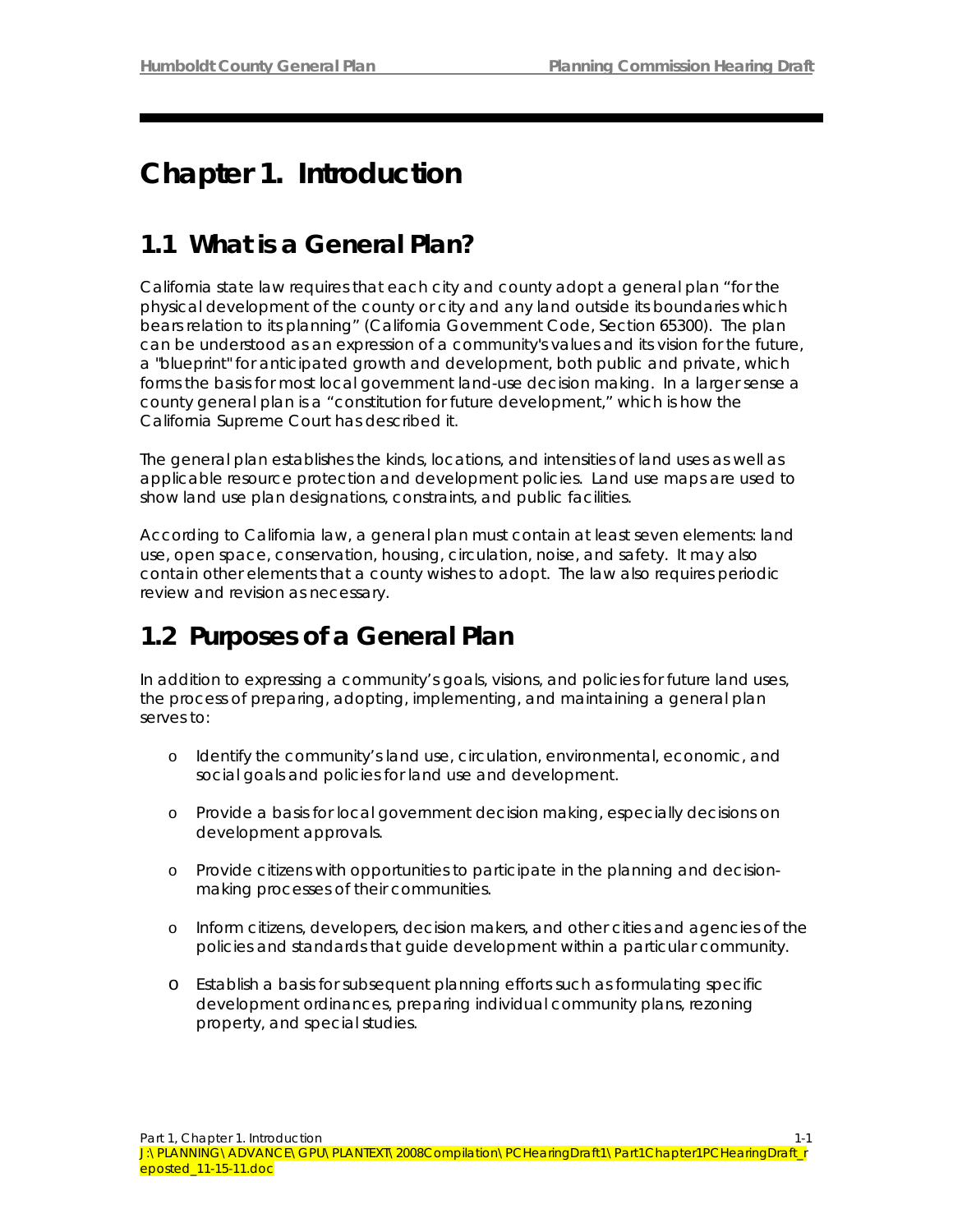# Chapter 1. Introduction

## 1.1 What is a General Plan?

California state law requires that each city and county adopt a general plan "for the physical development of the county or city and any land outside its boundaries which bears relation to its planning" (California Government Code, Section 65300). The plan can be understood as an expression of a community's values and its vision for the future, a "blueprint" for anticipated growth and development, both public and private, which forms the basis for most local government land-use decision making. In a larger sense a county general plan is a "constitution for future development," which is how the California Supreme Court has described it.

The general plan establishes the kinds, locations, and intensities of land uses as well as applicable resource protection and development policies. Land use maps are used to show land use plan designations, constraints, and public facilities.

According to California law, a general plan must contain at least seven elements: land use, open space, conservation, housing, circulation, noise, and safety. It may also contain other elements that a county wishes to adopt. The law also requires periodic review and revision as necessary.

## 1.2 Purposes of a General Plan

In addition to expressing a community's goals, visions, and policies for future land uses, the process of preparing, adopting, implementing, and maintaining a general plan serves to:

- Identify the community's land use, circulation, environmental, economic, and social goals and policies for land use and development.
- Provide a basis for local government decision making, especially decisions on development approvals.
- Provide citizens with opportunities to participate in the planning and decision-making processes of their communities.
- Inform citizens, developers, decision makers, and other cities and agencies of the policies and standards that guide development within a particular community.
- Establish a basis for subsequent planning efforts such as formulating specific development ordinances, preparing individual community plans, rezoning property, and special studies.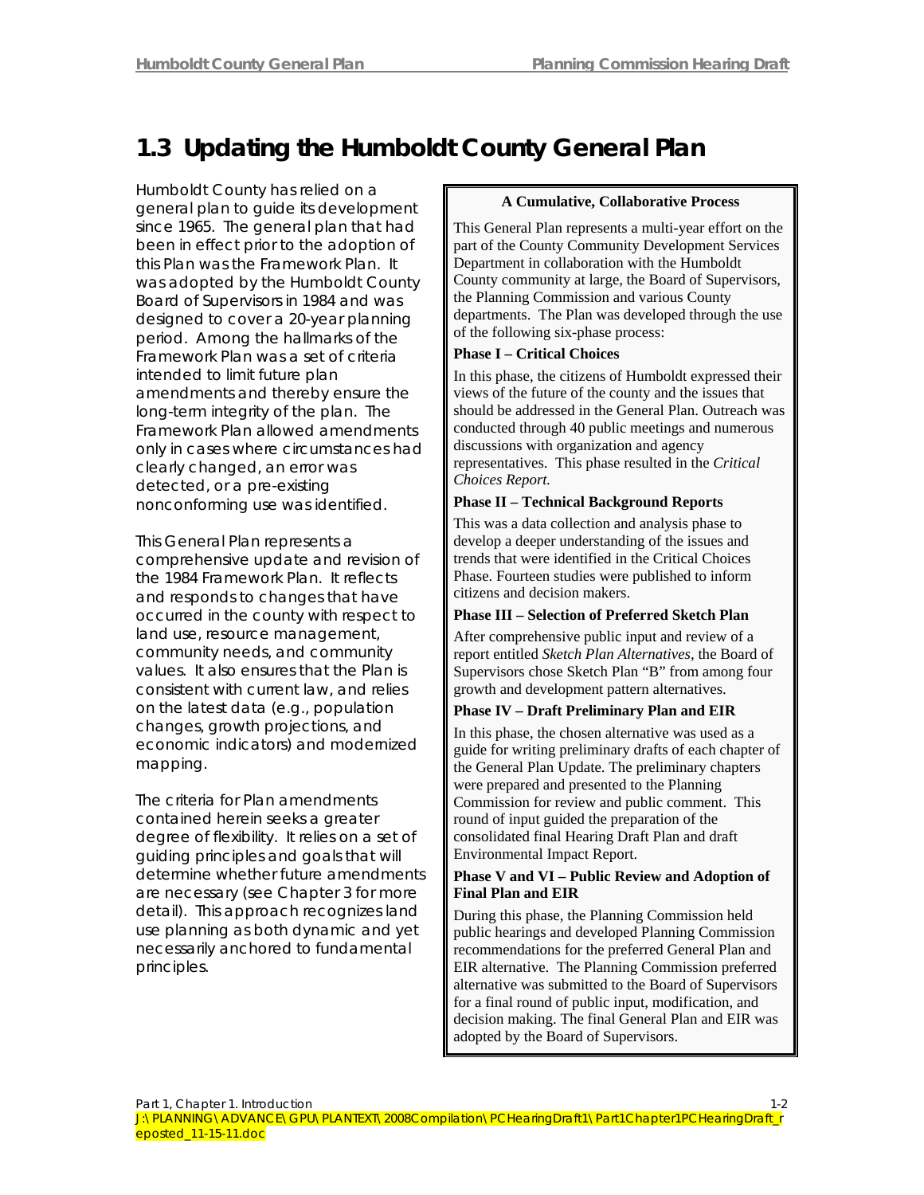# 1.3 Updating the Humboldt County General Plan

Humboldt County has relied on a general plan to guide its development since 1965. The general plan that had been in effect prior to the adoption of this Plan was the Framework Plan. It was adopted by the Humboldt County Board of Supervisors in 1984 and was designed to cover a 20-year planning period. Among the hallmarks of the Framework Plan was a set of criteria intended to limit future plan amendments and thereby ensure the long-term integrity of the plan. The Framework Plan allowed amendments only in cases where circumstances had clearly changed, an error was detected, or a pre-existing nonconforming use was identified.

This General Plan represents a comprehensive update and revision of the 1984 Framework Plan. It reflects and responds to changes that have occurred in the county with respect to land use, resource management, community needs, and community values. It also ensures that the Plan is consistent with current law, and relies on the latest data (e.g., population changes, growth projections, and economic indicators) and modernized mapping.

The criteria for Plan amendments contained herein seeks a greater degree of flexibility. It relies on a set of guiding principles and goals that will determine whether future amendments are necessary (see Chapter 3 for more detail). This approach recognizes land use planning as both dynamic and yet necessarily anchored to fundamental principles.

**A Cumulative, Collaborative Process**

This General Plan represents a multi-year effort on the part of the County Community Development Services Department in collaboration with the Humboldt County community at large, the Board of Supervisors, the Planning Commission and various County departments. The Plan was developed through the use of the following six-phase process:

**Phase I – Critical Choices**

In this phase, the citizens of Humboldt expressed their views of the future of the county and the issues that should be addressed in the General Plan. Outreach was conducted through 40 public meetings and numerous discussions with organization and agency representatives. This phase resulted in the *Critical Choices Report.*

**Phase II – Technical Background Reports**

This was a data collection and analysis phase to develop a deeper understanding of the issues and trends that were identified in the Critical Choices Phase. Fourteen studies were published to inform citizens and decision makers.

**Phase III – Selection of Preferred Sketch Plan**

After comprehensive public input and review of a report entitled *Sketch Plan Alternatives,* the Board of Supervisors chose Sketch Plan "B" from among four growth and development pattern alternatives.

**Phase IV – Draft Preliminary Plan and EIR**

In this phase, the chosen alternative was used as a guide for writing preliminary drafts of each chapter of the General Plan Update. The preliminary chapters were prepared and presented to the Planning Commission for review and public comment. This round of input guided the preparation of the consolidated final Hearing Draft Plan and draft Environmental Impact Report.

**Phase V and VI – Public Review and Adoption of Final Plan and EIR**

During this phase, the Planning Commission held public hearings and developed Planning Commission recommendations for the preferred General Plan and EIR alternative. The Planning Commission preferred alternative was submitted to the Board of Supervisors for a final round of public input, modification, and decision making. The final General Plan and EIR was adopted by the Board of Supervisors.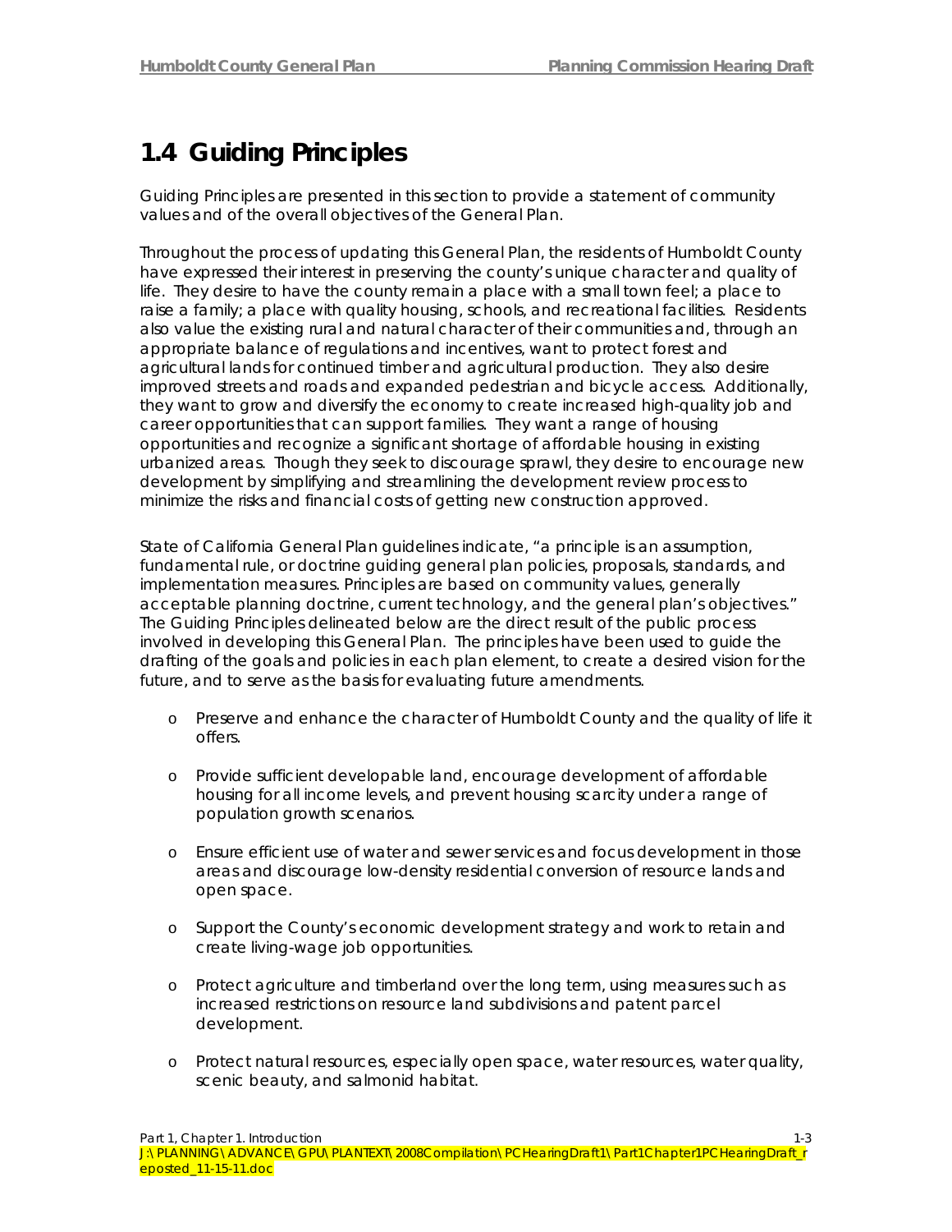# 1.4 Guiding Principles

Guiding Principles are presented in this section to provide a statement of community values and of the overall objectives of the General Plan.

Throughout the process of updating this General Plan, the residents of Humboldt County have expressed their interest in preserving the county's unique character and quality of life. They desire to have the county remain a place with a small town feel; a place to raise a family; a place with quality housing, schools, and recreational facilities. Residents also value the existing rural and natural character of their communities and, through an appropriate balance of regulations and incentives, want to protect forest and agricultural lands for continued timber and agricultural production. They also desire improved streets and roads and expanded pedestrian and bicycle access. Additionally, they want to grow and diversify the economy to create increased high-quality job and career opportunities that can support families. They want a range of housing opportunities and recognize a significant shortage of affordable housing in existing urbanized areas. Though they seek to discourage sprawl, they desire to encourage new development by simplifying and streamlining the development review process to minimize the risks and financial costs of getting new construction approved.

State of California General Plan guidelines indicate, "a principle is an assumption, fundamental rule, or doctrine guiding general plan policies, proposals, standards, and implementation measures. Principles are based on community values, generally acceptable planning doctrine, current technology, and the general plan's objectives." The Guiding Principles delineated below are the direct result of the public process involved in developing this General Plan. The principles have been used to guide the drafting of the goals and policies in each plan element, to create a desired vision for the future, and to serve as the basis for evaluating future amendments.

- Preserve and enhance the character of Humboldt County and the quality of life it offers.
- Provide sufficient developable land, encourage development of affordable housing for all income levels, and prevent housing scarcity under a range of population growth scenarios.
- Ensure efficient use of water and sewer services and focus development in those areas and discourage low-density residential conversion of resource lands and open space.
- Support the County's economic development strategy and work to retain and create living-wage job opportunities.
- Protect agriculture and timberland over the long term, using measures such as increased restrictions on resource land subdivisions and patent parcel development.
- Protect natural resources, especially open space, water resources, water quality, scenic beauty, and salmonid habitat.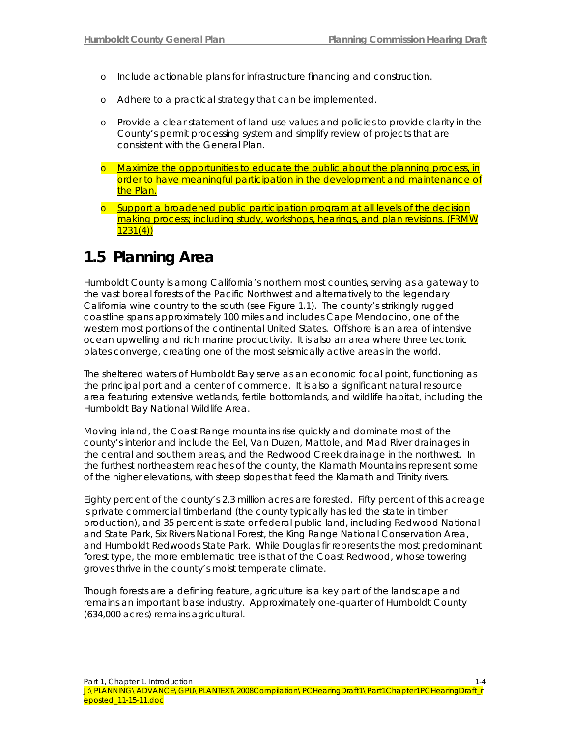- Include actionable plans for infrastructure financing and construction.
- Adhere to a practical strategy that can be implemented.
- Provide a clear statement of land use values and policies to provide clarity in the County's permit processing system and simplify review of projects that are consistent with the General Plan.
- Maximize the opportunities to educate the public about the planning process, in order to have meaningful participation in the development and maintenance of the Plan.
- Support a broadened public participation program at all levels of the decision making process; including study, workshops, hearings, and plan revisions. (FRMW 1231(4))

## 1.5 Planning Area

Humboldt County is among California's northern most counties, serving as a gateway to the vast boreal forests of the Pacific Northwest and alternatively to the legendary California wine country to the south (see Figure 1.1). The county's strikingly rugged coastline spans approximately 100 miles and includes Cape Mendocino, one of the western most portions of the continental United States. Offshore is an area of intensive ocean upwelling and rich marine productivity. It is also an area where three tectonic plates converge, creating one of the most seismically active areas in the world.

The sheltered waters of Humboldt Bay serve as an economic focal point, functioning as the principal port and a center of commerce. It is also a significant natural resource area featuring extensive wetlands, fertile bottomlands, and wildlife habitat, including the Humboldt Bay National Wildlife Area.

Moving inland, the Coast Range mountains rise quickly and dominate most of the county's interior and include the Eel, Van Duzen, Mattole, and Mad River drainages in the central and southern areas, and the Redwood Creek drainage in the northwest. In the furthest northeastern reaches of the county, the Klamath Mountains represent some of the higher elevations, with steep slopes that feed the Klamath and Trinity rivers.

Eighty percent of the county's 2.3 million acres are forested. Fifty percent of this acreage is private commercial timberland (the county typically has led the state in timber production), and 35 percent is state or federal public land, including Redwood National and State Park, Six Rivers National Forest, the King Range National Conservation Area, and Humboldt Redwoods State Park. While Douglas fir represents the most predominant forest type, the more emblematic tree is that of the Coast Redwood, whose towering groves thrive in the county's moist temperate climate.

Though forests are a defining feature, agriculture is a key part of the landscape and remains an important base industry. Approximately one-quarter of Humboldt County (634,000 acres) remains agricultural.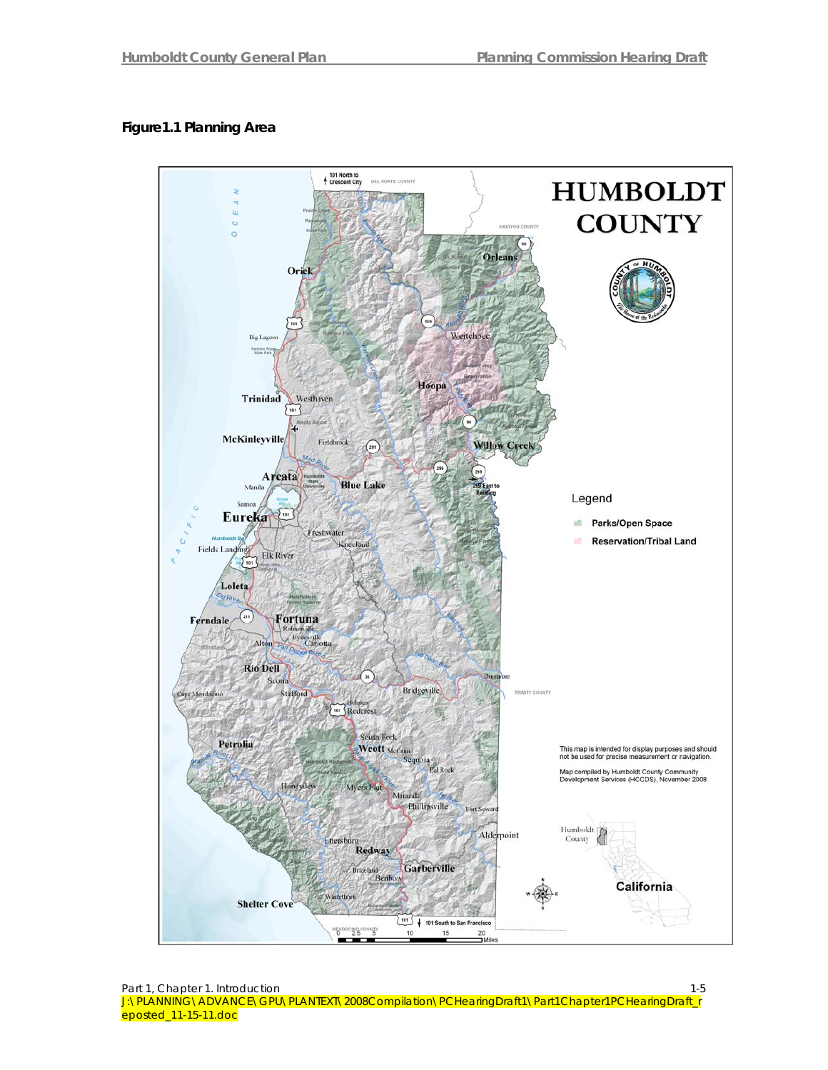**Figure1.1 Planning Area**

HUMBOLDT COUNTY

101 North to Crescent City

DEL NORTE COUNTY

SISKIYOU COUNTY

OCEAN

PACIFIC

Orick

Orleans

Weitchpec

Hoopa

Big Lagoon

Trinidad

Westhaven

McKinleyville

Fieldbrook

Willow Creek

299 East to Redding

Arcata

Blue Lake

Manila

Samoa

Eureka

Freshwater

Kneeland

Fields Landing

Elk River

Loleta

Ferndale

Fortuna

Rohnerville

Hydesville

Carlotta

Alton

Rio Dell

Scotia

Stafford

Cape Mendocino

Bridgeville

Dinsmore

TRINITY COUNTY

Holmes

Redcrest

Petrolia

South Fork

Weott

Sequoia

Eel Rock

Honeydew

Myers Flat

Miranda

Phillipsville

Fort Seward

Alderpoint

Ettersburg

Redway

Briceland

Garberville

Benbow

Whitethorn

Shelter Cove

MENDOCINO COUNTY

101 South to San Francisco

0 2.5 5 10 15 20 Miles

Legend

Parks/Open Space

Reservation/Tribal Land

This map is intended for display purposes and should not be used for precise measurement or navigation.

Map compiled by Humboldt County Community Development Services (HCCDS), November 2008

Humboldt County

California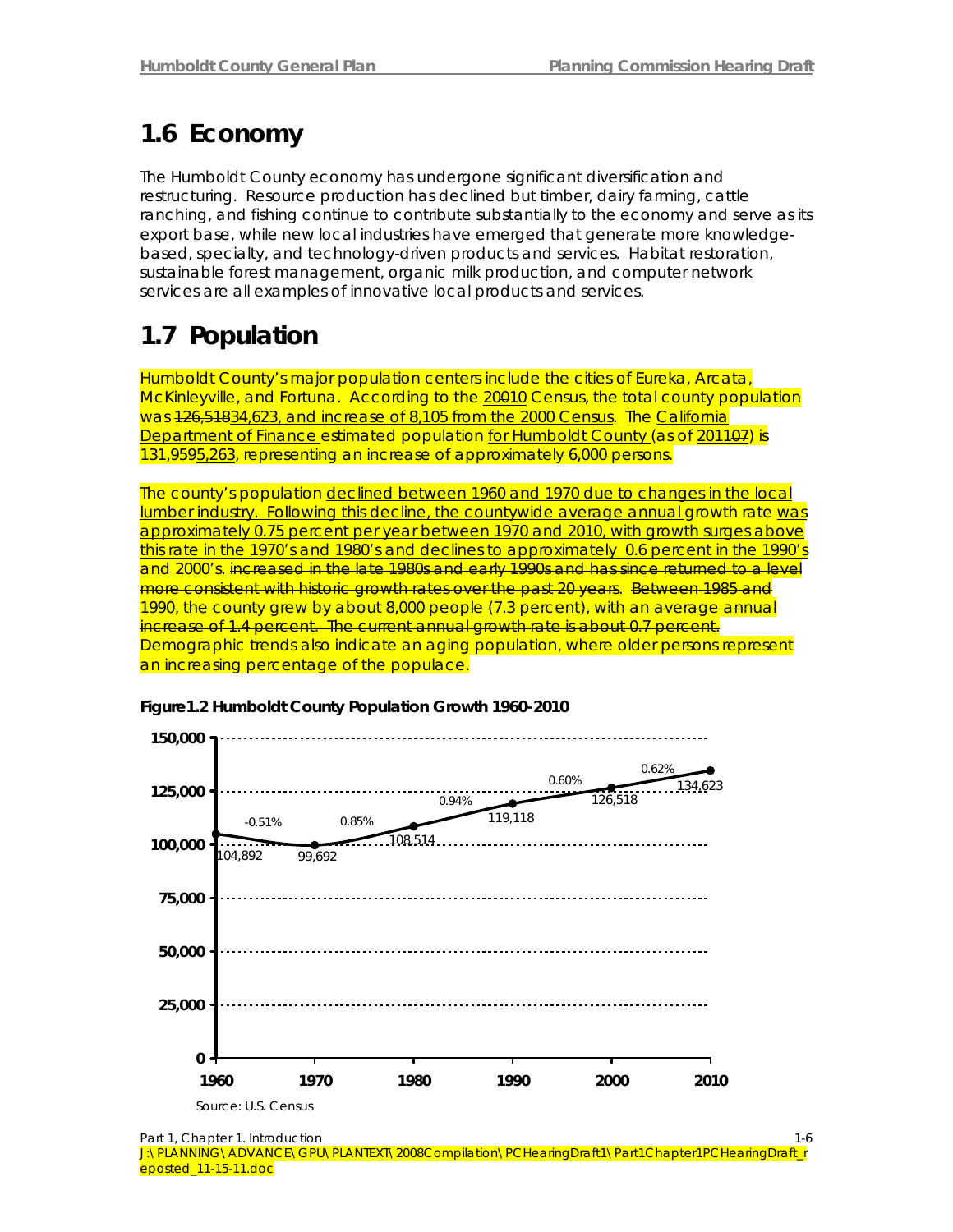## 1.6 Economy

The Humboldt County economy has undergone significant diversification and restructuring. Resource production has declined but timber, dairy farming, cattle ranching, and fishing continue to contribute substantially to the economy and serve as its export base, while new local industries have emerged that generate more knowledge-based, specialty, and technology-driven products and services. Habitat restoration, sustainable forest management, organic milk production, and computer network services are all examples of innovative local products and services.

## 1.7 Population

Humboldt County's major population centers include the cities of Eureka, Arcata, McKinleyville, and Fortuna. According to the ~~2000~~2010 Census, the total county population was ~~126,518~~134,623, and increase of 8,105 from the 2000 Census. The California Department of Finance estimated population for Humboldt County (as of ~~2007~~2011) is ~~131,959~~135,263~~, representing an increase of approximately 6,000 persons~~.

The county's population declined between 1960 and 1970 due to changes in the local lumber industry. Following this decline, the countywide average annual growth rate was approximately 0.75 percent per year between 1970 and 2010, with growth surges above this rate in the 1970's and 1980's and declines to approximately 0.6 percent in the 1990's and 2000's. ~~increased in the late 1980s and early 1990s and has since returned to a level more consistent with historic growth rates over the past 20 years. Between 1985 and 1990, the county grew by about 8,000 people (7.3 percent), with an average annual increase of 1.4 percent. The current annual growth rate is about 0.7 percent.~~ Demographic trends also indicate an aging population, where older persons represent an increasing percentage of the populace.

**Figure 1.2 Humboldt County Population Growth 1960-2010**

150,000
125,000
100,000
75,000
50,000
25,000
0

1960
1970
1980
1990
2000
2010

104,892
99,692
108,514
119,118
126,518
134,623

-0.51%
0.85%
0.94%
0.60%
0.62%

Source: U.S. Census

J:\PLANNING\ADVANCE\GPU\PLANTEXT\2008Compilation\PCHearingDraft1\Part1Chapter1PCHearingDraft_reposted_11-15-11.doc